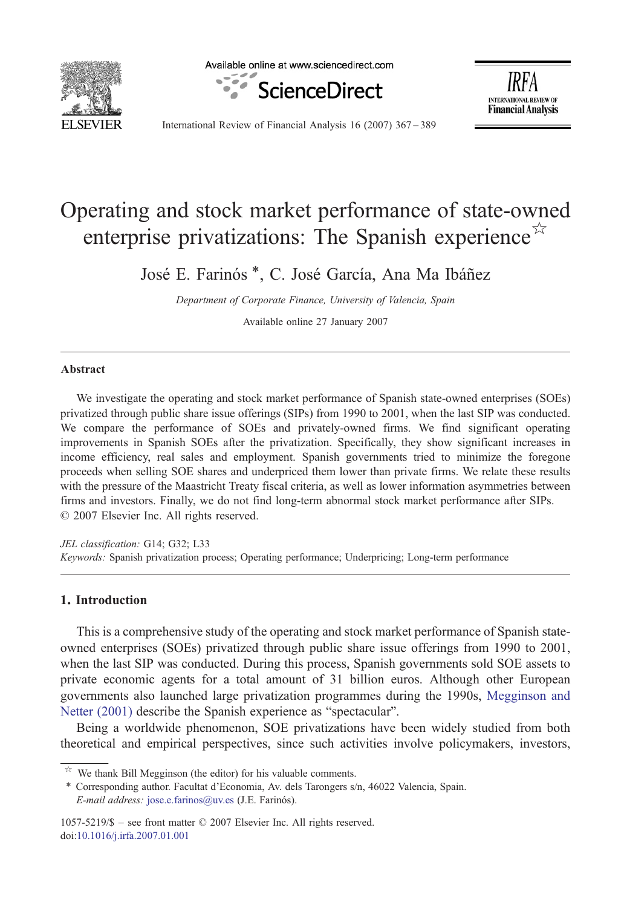# Operating and stock market performance of state-owned enterprise privatizations: The Spanish experience ☆

José E. Farinós *, C. José García, Ana Ma Ibáñez

*Department of Corporate Finance, University of Valencia, Spain*

Available online 27 January 2007

## Abstract

We investigate the operating and stock market performance of Spanish state-owned enterprises (SOEs) privatized through public share issue offerings (SIPs) from 1990 to 2001, when the last SIP was conducted. We compare the performance of SOEs and privately-owned firms. We find significant operating improvements in Spanish SOEs after the privatization. Specifically, they show significant increases in income efficiency, real sales and employment. Spanish governments tried to minimize the foregone proceeds when selling SOE shares and underpriced them lower than private firms. We relate these results with the pressure of the Maastricht Treaty fiscal criteria, as well as lower information asymmetries between firms and investors. Finally, we do not find long-term abnormal stock market performance after SIPs.
© 2007 Elsevier Inc. All rights reserved.

*JEL classification:* G14; G32; L33
*Keywords:* Spanish privatization process; Operating performance; Underpricing; Long-term performance

## 1. Introduction

This is a comprehensive study of the operating and stock market performance of Spanish state-owned enterprises (SOEs) privatized through public share issue offerings from 1990 to 2001, when the last SIP was conducted. During this process, Spanish governments sold SOE assets to private economic agents for a total amount of 31 billion euros. Although other European governments also launched large privatization programmes during the 1990s, Megginson and Netter (2001) describe the Spanish experience as "spectacular".

Being a worldwide phenomenon, SOE privatizations have been widely studied from both theoretical and empirical perspectives, since such activities involve policymakers, investors,

☆ We thank Bill Megginson (the editor) for his valuable comments.
* Corresponding author. Facultat d'Economia, Av. dels Tarongers s/n, 46022 Valencia, Spain.
*E-mail address:* jose.e.farinos@uv.es (J.E. Farinós).

1057-5219/$ – see front matter © 2007 Elsevier Inc. All rights reserved.
doi:10.1016/j.irfa.2007.01.001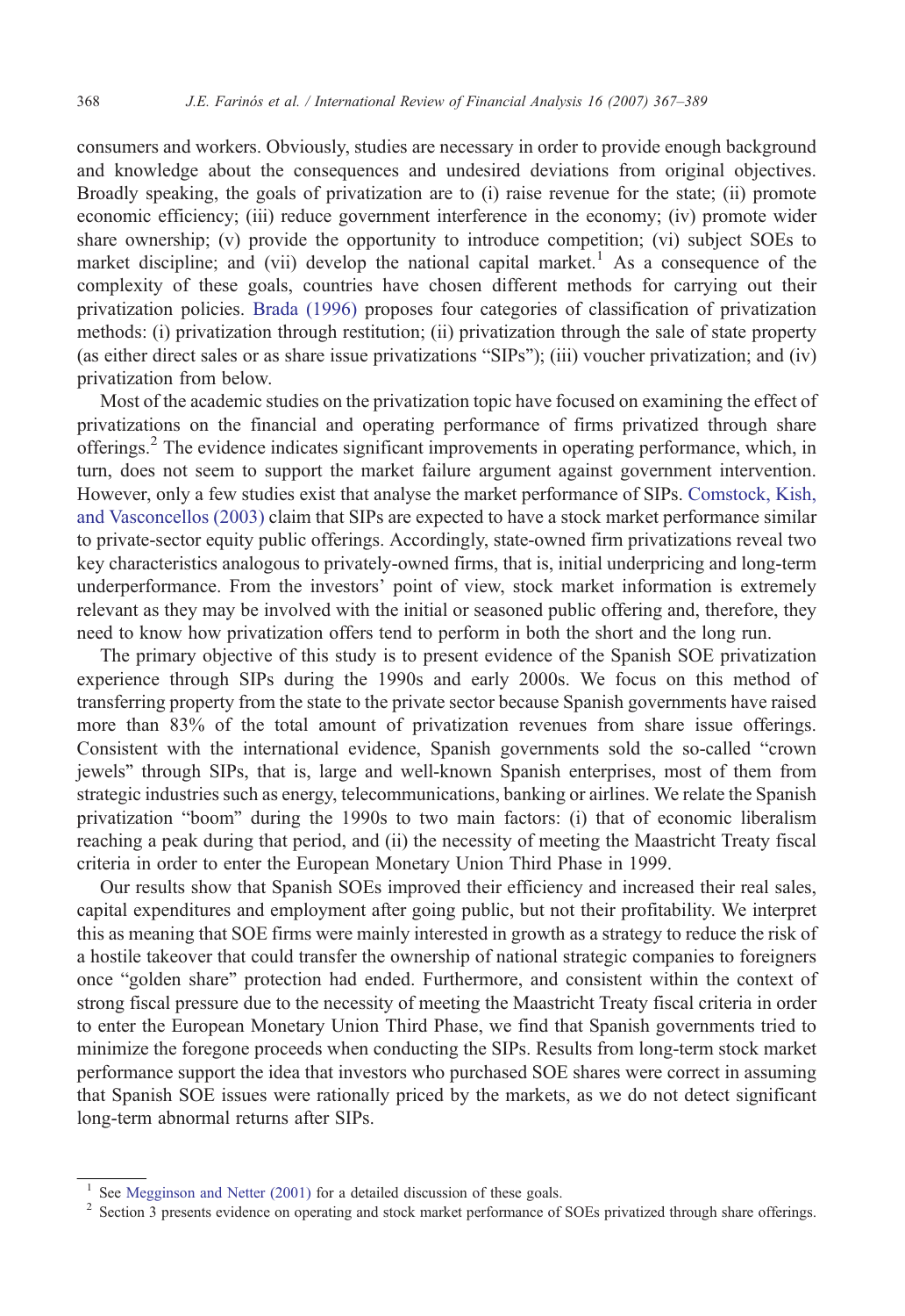consumers and workers. Obviously, studies are necessary in order to provide enough background and knowledge about the consequences and undesired deviations from original objectives. Broadly speaking, the goals of privatization are to (i) raise revenue for the state; (ii) promote economic efficiency; (iii) reduce government interference in the economy; (iv) promote wider share ownership; (v) provide the opportunity to introduce competition; (vi) subject SOEs to market discipline; and (vii) develop the national capital market.[1] As a consequence of the complexity of these goals, countries have chosen different methods for carrying out their privatization policies. Brada (1996) proposes four categories of classification of privatization methods: (i) privatization through restitution; (ii) privatization through the sale of state property (as either direct sales or as share issue privatizations "SIPs"); (iii) voucher privatization; and (iv) privatization from below.

Most of the academic studies on the privatization topic have focused on examining the effect of privatizations on the financial and operating performance of firms privatized through share offerings.[2] The evidence indicates significant improvements in operating performance, which, in turn, does not seem to support the market failure argument against government intervention. However, only a few studies exist that analyse the market performance of SIPs. Comstock, Kish, and Vasconcellos (2003) claim that SIPs are expected to have a stock market performance similar to private-sector equity public offerings. Accordingly, state-owned firm privatizations reveal two key characteristics analogous to privately-owned firms, that is, initial underpricing and long-term underperformance. From the investors' point of view, stock market information is extremely relevant as they may be involved with the initial or seasoned public offering and, therefore, they need to know how privatization offers tend to perform in both the short and the long run.

The primary objective of this study is to present evidence of the Spanish SOE privatization experience through SIPs during the 1990s and early 2000s. We focus on this method of transferring property from the state to the private sector because Spanish governments have raised more than 83% of the total amount of privatization revenues from share issue offerings. Consistent with the international evidence, Spanish governments sold the so-called "crown jewels" through SIPs, that is, large and well-known Spanish enterprises, most of them from strategic industries such as energy, telecommunications, banking or airlines. We relate the Spanish privatization "boom" during the 1990s to two main factors: (i) that of economic liberalism reaching a peak during that period, and (ii) the necessity of meeting the Maastricht Treaty fiscal criteria in order to enter the European Monetary Union Third Phase in 1999.

Our results show that Spanish SOEs improved their efficiency and increased their real sales, capital expenditures and employment after going public, but not their profitability. We interpret this as meaning that SOE firms were mainly interested in growth as a strategy to reduce the risk of a hostile takeover that could transfer the ownership of national strategic companies to foreigners once "golden share" protection had ended. Furthermore, and consistent within the context of strong fiscal pressure due to the necessity of meeting the Maastricht Treaty fiscal criteria in order to enter the European Monetary Union Third Phase, we find that Spanish governments tried to minimize the foregone proceeds when conducting the SIPs. Results from long-term stock market performance support the idea that investors who purchased SOE shares were correct in assuming that Spanish SOE issues were rationally priced by the markets, as we do not detect significant long-term abnormal returns after SIPs.

[1] See Megginson and Netter (2001) for a detailed discussion of these goals.

[2] Section 3 presents evidence on operating and stock market performance of SOEs privatized through share offerings.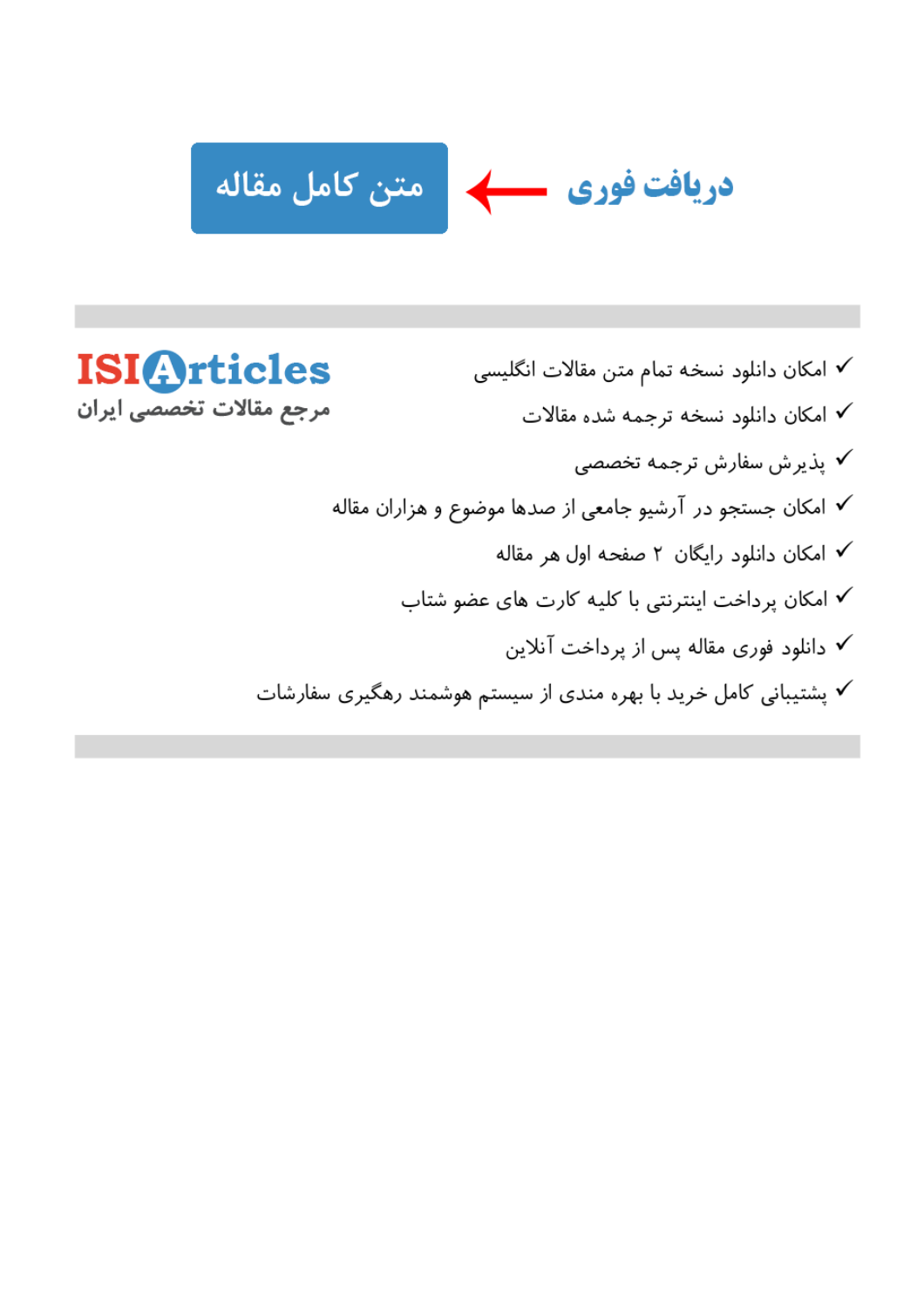دریافت فوری ← متن کامل مقاله

**ISIArticles**
مرجع مقالات تخصصی ایران

- ✓ امکان دانلود نسخه تمام متن مقالات انگلیسی
- ✓ امکان دانلود نسخه ترجمه شده مقالات
- ✓ پذیرش سفارش ترجمه تخصصی
- ✓ امکان جستجو در آرشیو جامعی از صدها موضوع و هزاران مقاله
- ✓ امکان دانلود رایگان ۲ صفحه اول هر مقاله
- ✓ امکان پرداخت اینترنتی با کلیه کارت های عضو شتاب
- ✓ دانلود فوری مقاله پس از پرداخت آنلاین
- ✓ پشتیبانی کامل خرید با بهره مندی از سیستم هوشمند رهگیری سفارشات